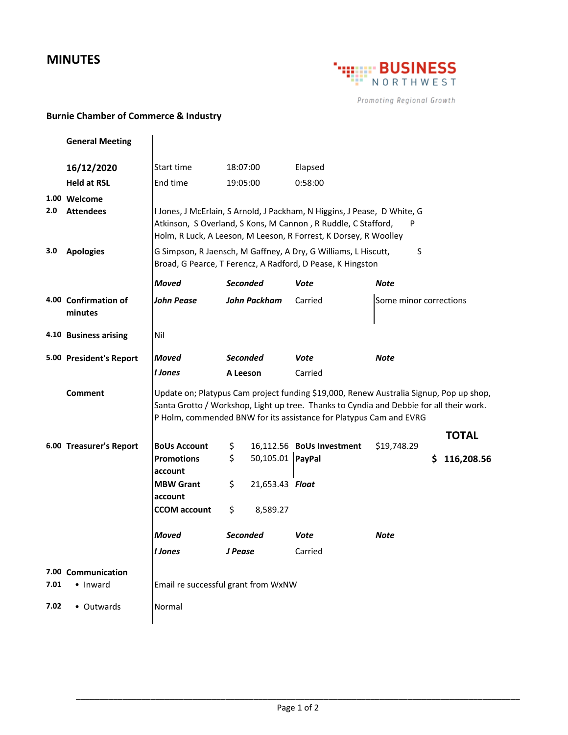# MINUTES

BUSINESS NORTHWEST
*Promoting Regional Growth*

**Burnie Chamber of Commerce & Industry**

**General Meeting**

**16/12/2020**
**Held at RSL**

| | |
|---|---|
| Start time | 18:07:00 |
| End time | 19:05:00 |
| Elapsed | 0:58:00 |

**1.00 Welcome**

**2.0 Attendees**

I Jones, J McErlain, S Arnold, J Packham, N Higgins, J Pease, D White, G Atkinson, S Overland, S Kons, M Cannon , R Ruddle, C Stafford, P Holm, R Luck, A Leeson, M Leeson, R Forrest, K Dorsey, R Woolley

**3.0 Apologies**

G Simpson, R Jaensch, M Gaffney, A Dry, G Williams, L Hiscutt, S Broad, G Pearce, T Ferencz, A Radford, D Pease, K Hingston

**4.00 Confirmation of minutes**

| *Moved* | *Seconded* | *Vote* | *Note* |
|---|---|---|---|
| ***John Pease*** | ***John Packham*** | Carried | Some minor corrections |

**4.10 Business arising**

Nil

**5.00 President's Report**

| *Moved* | *Seconded* | *Vote* | *Note* |
|---|---|---|---|
| ***I Jones*** | **A Leeson** | Carried | |

**Comment**

Update on; Platypus Cam project funding $19,000, Renew Australia Signup, Pop up shop, Santa Grotto / Workshop, Light up tree. Thanks to Cyndia and Debbie for all their work. P Holm, commended BNW for its assistance for Platypus Cam and EVRG

**6.00 Treasurer's Report**

| Account | Amount | Account | Amount |
|---|---|---|---|
| **BoUs Account** | $ 16,112.56 | **BoUs Investment** | $19,748.29 |
| **Promotions account** | $ 50,105.01 | **PayPal** | |
| **MBW Grant account** | $ 21,653.43 | ***Float*** | |
| **CCOM account** | $ 8,589.27 | | |

**TOTAL**
**$ 116,208.56**

| *Moved* | *Seconded* | *Vote* | *Note* |
|---|---|---|---|
| ***I Jones*** | ***J Pease*** | Carried | |

**7.00 Communication**

**7.01** • Inward — Email re successful grant from WxNW

**7.02** • Outwards — Normal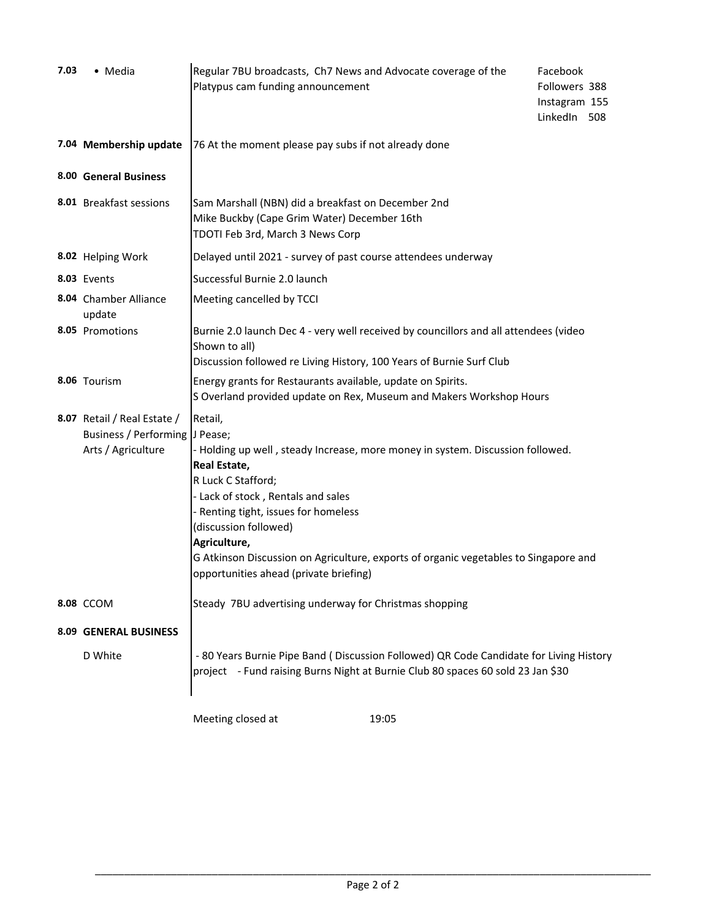| | | | |
|---|---|---|---|
| **7.03** | • Media | Regular 7BU broadcasts, Ch7 News and Advocate coverage of the Platypus cam funding announcement | Facebook Followers 388<br>Instagram 155<br>LinkedIn 508 |
| **7.04** | **Membership update** | 76 At the moment please pay subs if not already done | |
| **8.00** | **General Business** | | |
| **8.01** | Breakfast sessions | Sam Marshall (NBN) did a breakfast on December 2nd<br>Mike Buckby (Cape Grim Water) December 16th<br>TDOTI Feb 3rd, March 3 News Corp | |
| **8.02** | Helping Work | Delayed until 2021 - survey of past course attendees underway | |
| **8.03** | Events | Successful Burnie 2.0 launch | |
| **8.04** | Chamber Alliance update | Meeting cancelled by TCCI | |
| **8.05** | Promotions | Burnie 2.0 launch Dec 4 - very well received by councillors and all attendees (video Shown to all)<br>Discussion followed re Living History, 100 Years of Burnie Surf Club | |
| **8.06** | Tourism | Energy grants for Restaurants available, update on Spirits.<br>S Overland provided update on Rex, Museum and Makers Workshop Hours | |
| **8.07** | Retail / Real Estate / Business / Performing Arts / Agriculture | Retail,<br>J Pease;<br>- Holding up well , steady Increase, more money in system. Discussion followed.<br>**Real Estate,**<br>R Luck C Stafford;<br>- Lack of stock , Rentals and sales<br>- Renting tight, issues for homeless<br>(discussion followed)<br>**Agriculture,**<br>G Atkinson Discussion on Agriculture, exports of organic vegetables to Singapore and opportunities ahead (private briefing) | |
| **8.08** | CCOM | Steady 7BU advertising underway for Christmas shopping | |
| **8.09** | **GENERAL BUSINESS** | | |
| | D White | - 80 Years Burnie Pipe Band ( Discussion Followed) QR Code Candidate for Living History project - Fund raising Burns Night at Burnie Club 80 spaces 60 sold 23 Jan $30 | |

Meeting closed at 19:05